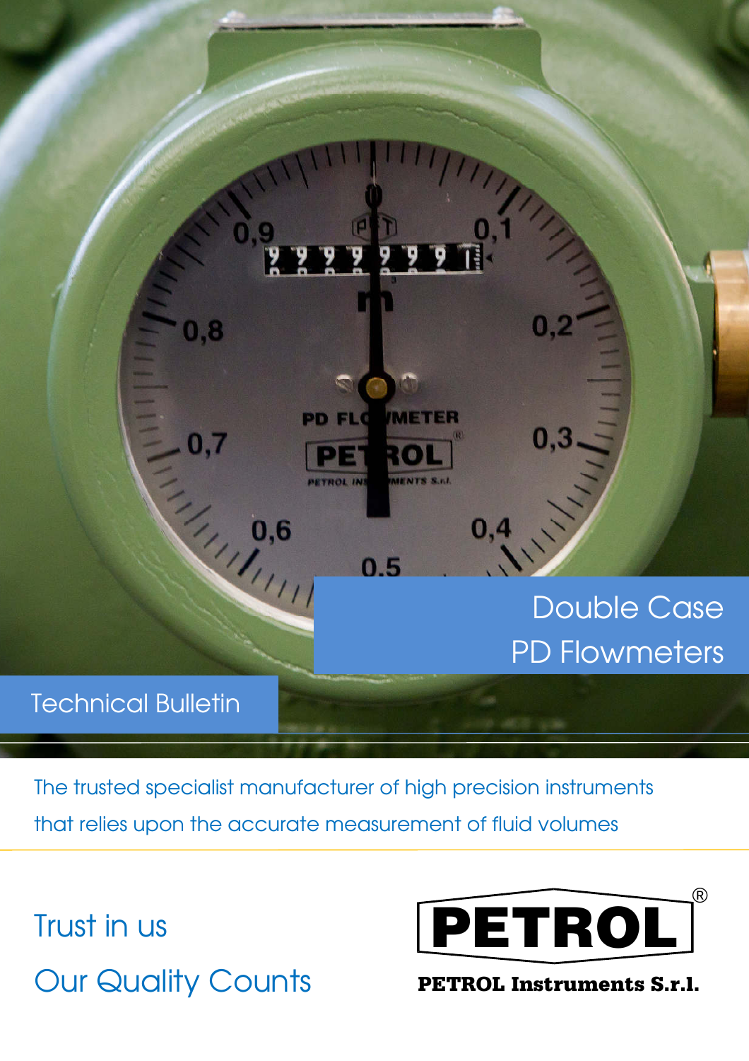# Double Case PD Flowmeters

## Technical Bulletin

The trusted specialist manufacturer of high precision instruments that relies upon the accurate measurement of fluid volumes

Trust in us

Our Quality Counts

**PETROL®**

**PETROL Instruments S.r.l.**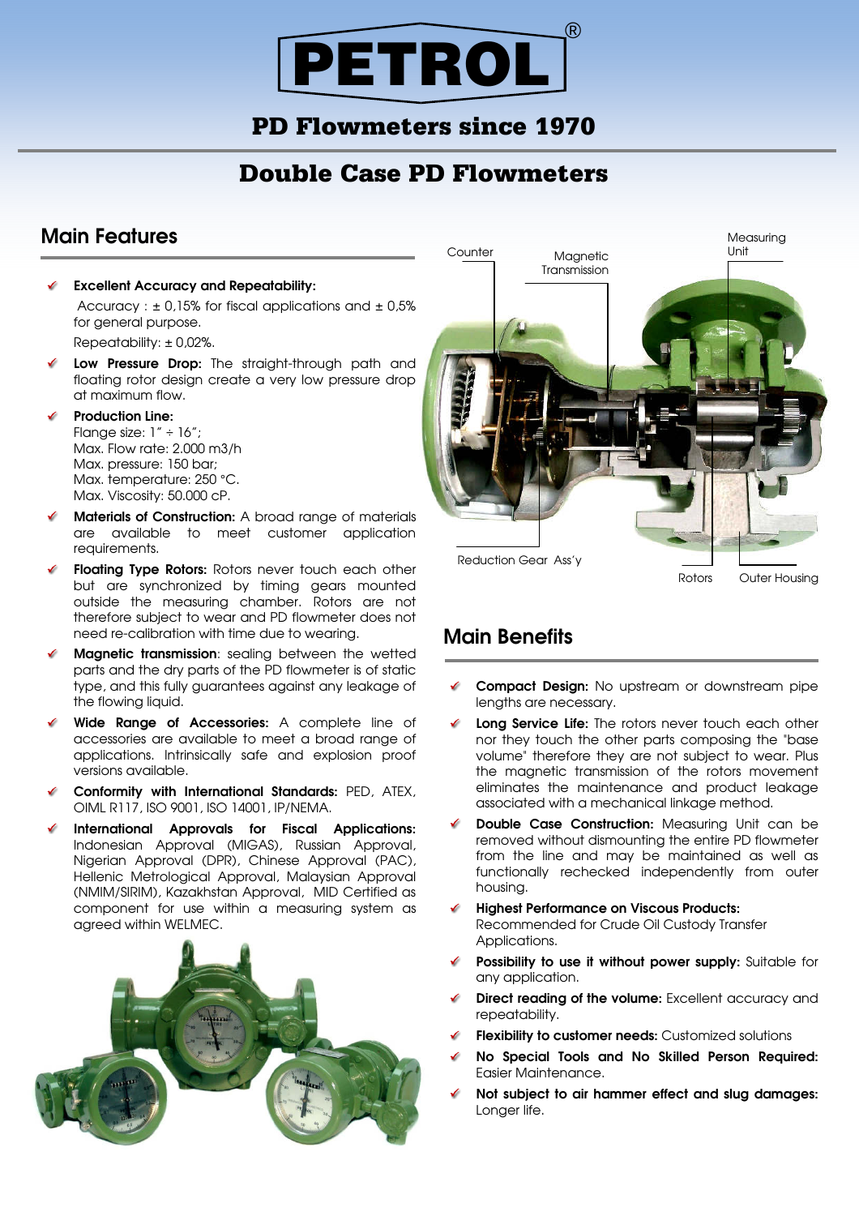# PETROL®

## PD Flowmeters since 1970

## Double Case PD Flowmeters

### Main Features

- **Excellent Accuracy and Repeatability:**
  Accuracy : ± 0,15% for fiscal applications and ± 0,5% for general purpose.
  Repeatability: ± 0,02%.
- **Low Pressure Drop:** The straight-through path and floating rotor design create a very low pressure drop at maximum flow.
- **Production Line:**
  Flange size: 1" ÷ 16";
  Max. Flow rate: 2.000 m3/h
  Max. pressure: 150 bar;
  Max. temperature: 250 °C.
  Max. Viscosity: 50.000 cP.
- **Materials of Construction:** A broad range of materials are available to meet customer application requirements.
- **Floating Type Rotors:** Rotors never touch each other but are synchronized by timing gears mounted outside the measuring chamber. Rotors are not therefore subject to wear and PD flowmeter does not need re-calibration with time due to wearing.
- **Magnetic transmission**: sealing between the wetted parts and the dry parts of the PD flowmeter is of static type, and this fully guarantees against any leakage of the flowing liquid.
- **Wide Range of Accessories:** A complete line of accessories are available to meet a broad range of applications. Intrinsically safe and explosion proof versions available.
- **Conformity with International Standards:** PED, ATEX, OIML R117, ISO 9001, ISO 14001, IP/NEMA.
- **International Approvals for Fiscal Applications:** Indonesian Approval (MIGAS), Russian Approval, Nigerian Approval (DPR), Chinese Approval (PAC), Hellenic Metrological Approval, Malaysian Approval (NMIM/SIRIM), Kazakhstan Approval, MID Certified as component for use within a measuring system as agreed within WELMEC.

Counter — Magnetic Transmission — Measuring Unit — Reduction Gear Ass'y — Rotors — Outer Housing

### Main Benefits

- **Compact Design:** No upstream or downstream pipe lengths are necessary.
- **Long Service Life:** The rotors never touch each other nor they touch the other parts composing the "base volume" therefore they are not subject to wear. Plus the magnetic transmission of the rotors movement eliminates the maintenance and product leakage associated with a mechanical linkage method.
- **Double Case Construction:** Measuring Unit can be removed without dismounting the entire PD flowmeter from the line and may be maintained as well as functionally rechecked independently from outer housing.
- **Highest Performance on Viscous Products:** Recommended for Crude Oil Custody Transfer Applications.
- **Possibility to use it without power supply:** Suitable for any application.
- **Direct reading of the volume:** Excellent accuracy and repeatability.
- **Flexibility to customer needs:** Customized solutions
- **No Special Tools and No Skilled Person Required:** Easier Maintenance.
- **Not subject to air hammer effect and slug damages:** Longer life.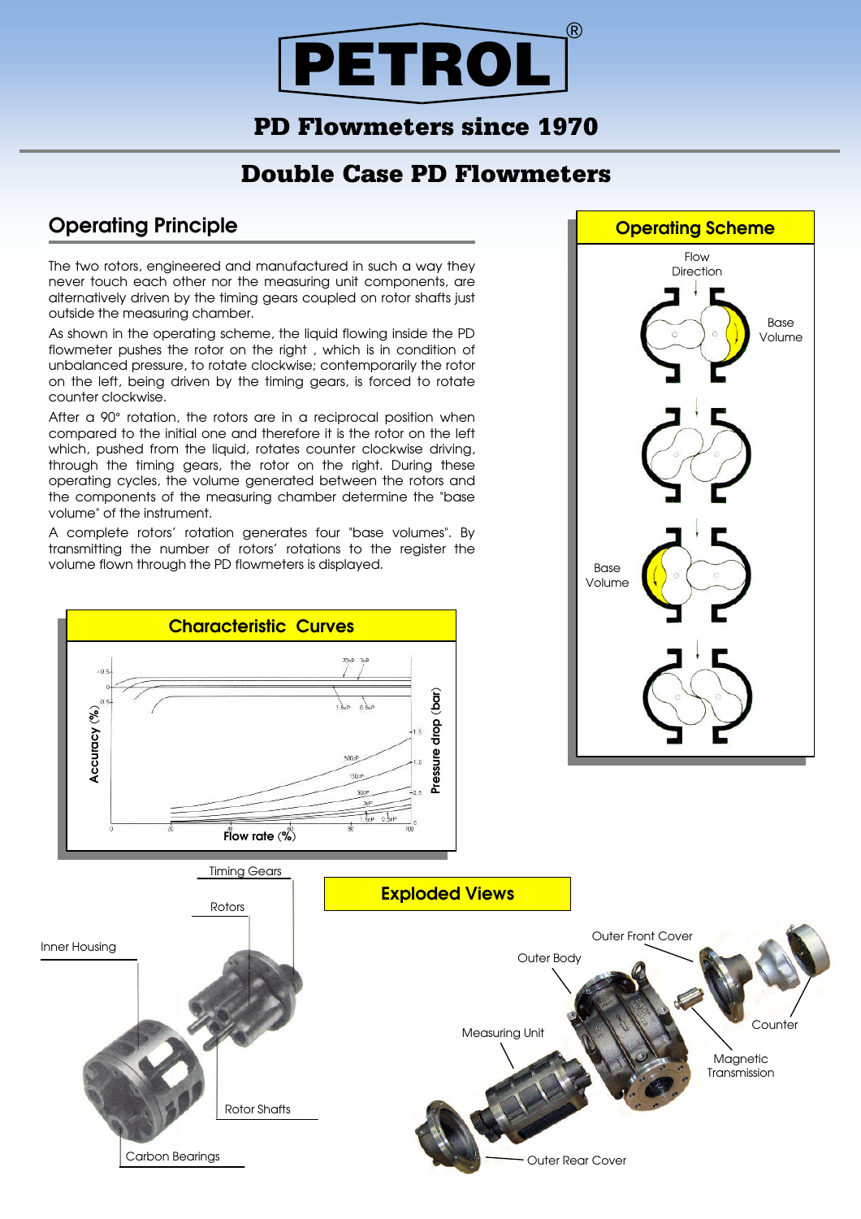# PETROL®

## PD Flowmeters since 1970

# Double Case PD Flowmeters

## Operating Principle

The two rotors, engineered and manufactured in such a way they never touch each other nor the measuring unit components, are alternatively driven by the timing gears coupled on rotor shafts just outside the measuring chamber.

As shown in the operating scheme, the liquid flowing inside the PD flowmeter pushes the rotor on the right , which is in condition of unbalanced pressure, to rotate clockwise; contemporarily the rotor on the left, being driven by the timing gears, is forced to rotate counter clockwise.

After a 90° rotation, the rotors are in a reciprocal position when compared to the initial one and therefore it is the rotor on the left which, pushed from the liquid, rotates counter clockwise driving, through the timing gears, the rotor on the right. During these operating cycles, the volume generated between the rotors and the components of the measuring chamber determine the "base volume" of the instrument.

A complete rotors' rotation generates four "base volumes". By transmitting the number of rotors' rotations to the register the volume flown through the PD flowmeters is displayed.

## Operating Scheme

Flow Direction

Base Volume

Base Volume

## Characteristic Curves

Accuracy (%)

Pressure drop (bar)

Flow rate (%)

## Exploded Views

Timing Gears

Rotors

Inner Housing

Rotor Shafts

Carbon Bearings

Outer Front Cover

Outer Body

Counter

Measuring Unit

Magnetic Transmission

Outer Rear Cover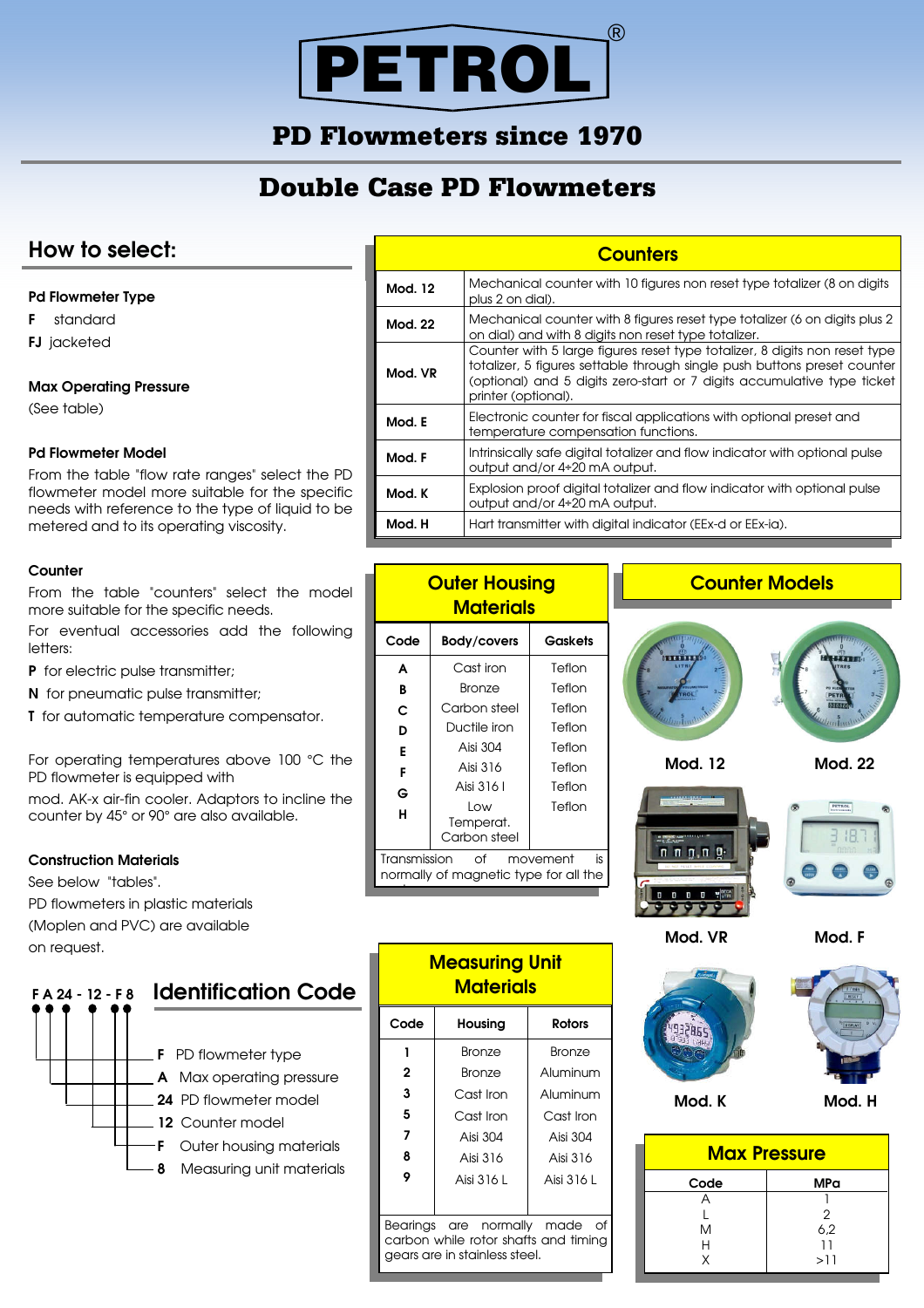# PETROL®

## PD Flowmeters since 1970

# Double Case PD Flowmeters

## How to select:

**Pd Flowmeter Type**

**F** standard

**FJ** jacketed

**Max Operating Pressure**

(See table)

**Pd Flowmeter Model**

From the table "flow rate ranges" select the PD flowmeter model more suitable for the specific needs with reference to the type of liquid to be metered and to its operating viscosity.

**Counter**

From the table "counters" select the model more suitable for the specific needs.

For eventual accessories add the following letters:

**P** for electric pulse transmitter;

**N** for pneumatic pulse transmitter;

**T** for automatic temperature compensator.

For operating temperatures above 100 °C the PD flowmeter is equipped with mod. AK-x air-fin cooler. Adaptors to incline the counter by 45° or 90° are also available.

**Construction Materials**

See below "tables".

PD flowmeters in plastic materials (Moplen and PVC) are available on request.

## Identification Code

F A 24 - 12 - F 8

- **F** PD flowmeter type
- **A** Max operating pressure
- **24** PD flowmeter model
- **12** Counter model
- **F** Outer housing materials
- **8** Measuring unit materials

## Counters

| Model | Description |
|---|---|
| **Mod. 12** | Mechanical counter with 10 figures non reset type totalizer (8 on digits plus 2 on dial). |
| **Mod. 22** | Mechanical counter with 8 figures reset type totalizer (6 on digits plus 2 on dial) and with 8 digits non reset type totalizer. |
| **Mod. VR** | Counter with 5 large figures reset type totalizer, 8 digits non reset type totalizer, 5 figures settable through single push buttons preset counter (optional) and 5 digits zero-start or 7 digits accumulative type ticket printer (optional). |
| **Mod. E** | Electronic counter for fiscal applications with optional preset and temperature compensation functions. |
| **Mod. F** | Intrinsically safe digital totalizer and flow indicator with optional pulse output and/or 4÷20 mA output. |
| **Mod. K** | Explosion proof digital totalizer and flow indicator with optional pulse output and/or 4÷20 mA output. |
| **Mod. H** | Hart transmitter with digital indicator (EEx-d or EEx-ia). |

## Outer Housing Materials

| Code | Body/covers | Gaskets |
|---|---|---|
| A | Cast iron | Teflon |
| B | Bronze | Teflon |
| C | Carbon steel | Teflon |
| D | Ductile iron | Teflon |
| E | Aisi 304 | Teflon |
| F | Aisi 316 | Teflon |
| G | Aisi 316 l | Teflon |
| H | Low Temperat. Carbon steel | Teflon |

Transmission of movement is normally of magnetic type for all the

## Counter Models

Mod. 12

Mod. 22

Mod. VR

Mod. F

Mod. K

Mod. H

## Measuring Unit Materials

| Code | Housing | Rotors |
|---|---|---|
| 1 | Bronze | Bronze |
| 2 | Bronze | Aluminum |
| 3 | Cast Iron | Aluminum |
| 5 | Cast Iron | Cast Iron |
| 7 | Aisi 304 | Aisi 304 |
| 8 | Aisi 316 | Aisi 316 |
| 9 | Aisi 316 L | Aisi 316 L |

Bearings are normally made of carbon while rotor shafts and timing gears are in stainless steel.

## Max Pressure

| Code | MPa |
|---|---|
| A | 1 |
| L | 2 |
| M | 6,2 |
| H | 11 |
| X | >11 |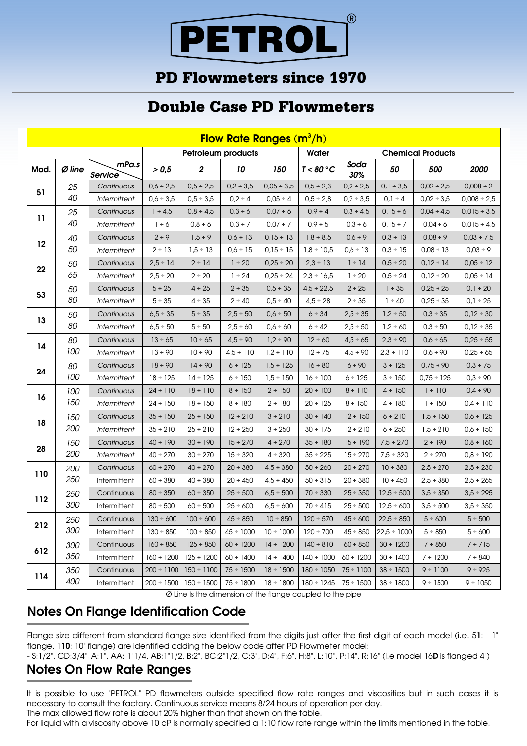# PETROL®

## PD Flowmeters since 1970

## Double Case PD Flowmeters

| Flow Rate Ranges ($m^3/h$) | | | | | | | | | | | |
|---|---|---|---|---|---|---|---|---|---|---|---|
| | | | Petroleum products | | | | Water | Chemical Products | | | |
| Mod. | Ø line | Service / mPa.s | > 0,5 | 2 | 10 | 150 | T < 80 °C | Soda 30% | 50 | 500 | 2000 |
| 51 | 25 | Continuous | 0,6 ÷ 2,5 | 0,5 ÷ 2,5 | 0,2 ÷ 3,5 | 0,05 ÷ 3,5 | 0,5 ÷ 2,3 | 0,2 ÷ 2,5 | 0,1 ÷ 3,5 | 0,02 ÷ 2,5 | 0,008 ÷ 2 |
| | 40 | Intermittent | 0,6 ÷ 3,5 | 0,5 ÷ 3,5 | 0,2 ÷ 4 | 0,05 ÷ 4 | 0,5 ÷ 2,8 | 0,2 ÷ 3,5 | 0,1 ÷ 4 | 0,02 ÷ 3,5 | 0,008 ÷ 2,5 |
| 11 | 25 | Continuous | 1 ÷ 4,5 | 0,8 ÷ 4,5 | 0,3 ÷ 6 | 0,07 ÷ 6 | 0,9 ÷ 4 | 0,3 ÷ 4,5 | 0,15 ÷ 6 | 0,04 ÷ 4,5 | 0,015 ÷ 3,5 |
| | 40 | Intermittent | 1 ÷ 6 | 0,8 ÷ 6 | 0,3 ÷ 7 | 0,07 ÷ 7 | 0,9 ÷ 5 | 0,3 ÷ 6 | 0,15 ÷ 7 | 0,04 ÷ 6 | 0,015 ÷ 4,5 |
| 12 | 40 | Continuous | 2 ÷ 9 | 1,5 ÷ 9 | 0,6 ÷ 13 | 0,15 ÷ 13 | 1,8 ÷ 8,5 | 0,6 ÷ 9 | 0,3 ÷ 13 | 0,08 ÷ 9 | 0,03 ÷ 7,5 |
| | 50 | Intermittent | 2 ÷ 13 | 1,5 ÷ 13 | 0,6 ÷ 15 | 0,15 ÷ 15 | 1,8 ÷ 10,5 | 0,6 ÷ 13 | 0,3 ÷ 15 | 0,08 ÷ 13 | 0,03 ÷ 9 |
| 22 | 50 | Continuous | 2,5 ÷ 14 | 2 ÷ 14 | 1 ÷ 20 | 0,25 ÷ 20 | 2,3 ÷ 13 | 1 ÷ 14 | 0,5 ÷ 20 | 0,12 ÷ 14 | 0,05 ÷ 12 |
| | 65 | Intermittent | 2,5 ÷ 20 | 2 ÷ 20 | 1 ÷ 24 | 0,25 ÷ 24 | 2,3 ÷ 16,5 | 1 ÷ 20 | 0,5 ÷ 24 | 0,12 ÷ 20 | 0,05 ÷ 14 |
| 53 | 50 | Continuous | 5 ÷ 25 | 4 ÷ 25 | 2 ÷ 35 | 0,5 ÷ 35 | 4,5 ÷ 22,5 | 2 ÷ 25 | 1 ÷ 35 | 0,25 ÷ 25 | 0,1 ÷ 20 |
| | 80 | Intermittent | 5 ÷ 35 | 4 ÷ 35 | 2 ÷ 40 | 0,5 ÷ 40 | 4,5 ÷ 28 | 2 ÷ 35 | 1 ÷ 40 | 0,25 ÷ 35 | 0,1 ÷ 25 |
| 13 | 50 | Continuous | 6,5 ÷ 35 | 5 ÷ 35 | 2,5 ÷ 50 | 0,6 ÷ 50 | 6 ÷ 34 | 2,5 ÷ 35 | 1,2 ÷ 50 | 0,3 ÷ 35 | 0,12 ÷ 30 |
| | 80 | Intermittent | 6,5 ÷ 50 | 5 ÷ 50 | 2,5 ÷ 60 | 0,6 ÷ 60 | 6 ÷ 42 | 2,5 ÷ 50 | 1,2 ÷ 60 | 0,3 ÷ 50 | 0,12 ÷ 35 |
| 14 | 80 | Continuous | 13 ÷ 65 | 10 ÷ 65 | 4,5 ÷ 90 | 1,2 ÷ 90 | 12 ÷ 60 | 4,5 ÷ 65 | 2,3 ÷ 90 | 0,6 ÷ 65 | 0,25 ÷ 55 |
| | 100 | Intermittent | 13 ÷ 90 | 10 ÷ 90 | 4,5 ÷ 110 | 1,2 ÷ 110 | 12 ÷ 75 | 4,5 ÷ 90 | 2,3 ÷ 110 | 0,6 ÷ 90 | 0,25 ÷ 65 |
| 24 | 80 | Continuous | 18 ÷ 90 | 14 ÷ 90 | 6 ÷ 125 | 1,5 ÷ 125 | 16 ÷ 80 | 6 ÷ 90 | 3 ÷ 125 | 0,75 ÷ 90 | 0,3 ÷ 75 |
| | 100 | Intermittent | 18 ÷ 125 | 14 ÷ 125 | 6 ÷ 150 | 1,5 ÷ 150 | 16 ÷ 100 | 6 ÷ 125 | 3 ÷ 150 | 0,75 ÷ 125 | 0,3 ÷ 90 |
| 16 | 100 | Continuous | 24 ÷ 110 | 18 ÷ 110 | 8 ÷ 150 | 2 ÷ 150 | 20 ÷ 100 | 8 ÷ 110 | 4 ÷ 150 | 1 ÷ 110 | 0,4 ÷ 90 |
| | 150 | Intermittent | 24 ÷ 150 | 18 ÷ 150 | 8 ÷ 180 | 2 ÷ 180 | 20 ÷ 125 | 8 ÷ 150 | 4 ÷ 180 | 1 ÷ 150 | 0,4 ÷ 110 |
| 18 | 150 | Continuous | 35 ÷ 150 | 25 ÷ 150 | 12 ÷ 210 | 3 ÷ 210 | 30 ÷ 140 | 12 ÷ 150 | 6 ÷ 210 | 1,5 ÷ 150 | 0,6 ÷ 125 |
| | 200 | Intermittent | 35 ÷ 210 | 25 ÷ 210 | 12 ÷ 250 | 3 ÷ 250 | 30 ÷ 175 | 12 ÷ 210 | 6 ÷ 250 | 1,5 ÷ 210 | 0,6 ÷ 150 |
| 28 | 150 | Continuous | 40 ÷ 190 | 30 ÷ 190 | 15 ÷ 270 | 4 ÷ 270 | 35 ÷ 180 | 15 ÷ 190 | 7,5 ÷ 270 | 2 ÷ 190 | 0,8 ÷ 160 |
| | 200 | Intermittent | 40 ÷ 270 | 30 ÷ 270 | 15 ÷ 320 | 4 ÷ 320 | 35 ÷ 225 | 15 ÷ 270 | 7,5 ÷ 320 | 2 ÷ 270 | 0,8 ÷ 190 |
| 110 | 200 | Continuous | 60 ÷ 270 | 40 ÷ 270 | 20 ÷ 380 | 4,5 ÷ 380 | 50 ÷ 260 | 20 ÷ 270 | 10 ÷ 380 | 2,5 ÷ 270 | 2,5 ÷ 230 |
| | 250 | Intermittent | 60 ÷ 380 | 40 ÷ 380 | 20 ÷ 450 | 4,5 ÷ 450 | 50 ÷ 315 | 20 ÷ 380 | 10 ÷ 450 | 2,5 ÷ 380 | 2,5 ÷ 265 |
| 112 | 250 | Continuous | 80 ÷ 350 | 60 ÷ 350 | 25 ÷ 500 | 6,5 ÷ 500 | 70 ÷ 330 | 25 ÷ 350 | 12,5 ÷ 500 | 3,5 ÷ 350 | 3,5 ÷ 295 |
| | 300 | Intermittent | 80 ÷ 500 | 60 ÷ 500 | 25 ÷ 600 | 6,5 ÷ 600 | 70 ÷ 415 | 25 ÷ 500 | 12,5 ÷ 600 | 3,5 ÷ 500 | 3,5 ÷ 350 |
| 212 | 250 | Continuous | 130 ÷ 600 | 100 ÷ 600 | 45 ÷ 850 | 10 ÷ 850 | 120 ÷ 570 | 45 ÷ 600 | 22,5 ÷ 850 | 5 ÷ 600 | 5 ÷ 500 |
| | 300 | Intermittent | 130 ÷ 850 | 100 ÷ 850 | 45 ÷ 1000 | 10 ÷ 1000 | 120 ÷ 700 | 45 ÷ 850 | 22,5 ÷ 1000 | 5 ÷ 850 | 5 ÷ 600 |
| 612 | 300 | Continuous | 160 ÷ 850 | 125 ÷ 850 | 60 ÷ 1200 | 14 ÷ 1200 | 140 ÷ 810 | 60 ÷ 850 | 30 ÷ 1200 | 7 ÷ 850 | 7 ÷ 715 |
| | 350 | Intermittent | 160 ÷ 1200 | 125 ÷ 1200 | 60 ÷ 1400 | 14 ÷ 1400 | 140 ÷ 1000 | 60 ÷ 1200 | 30 ÷ 1400 | 7 ÷ 1200 | 7 ÷ 840 |
| 114 | 350 | Continuous | 200 ÷ 1100 | 150 ÷ 1100 | 75 ÷ 1500 | 18 ÷ 1500 | 180 ÷ 1050 | 75 ÷ 1100 | 38 ÷ 1500 | 9 ÷ 1100 | 9 ÷ 925 |
| | 400 | Intermittent | 200 ÷ 1500 | 150 ÷ 1500 | 75 ÷ 1800 | 18 ÷ 1800 | 180 ÷ 1245 | 75 ÷ 1500 | 38 ÷ 1800 | 9 ÷ 1500 | 9 ÷ 1050 |

Ø Line Is the dimension of the flange coupled to the pipe

## Notes On Flange Identification Code

Flange size different from standard flange size identified from the digits just after the first digit of each model (i.e. 5**1**: 1" flange, 1**10**: 10" flange) are identified adding the below code after PD Flowmeter model:
- S:1/2", CD:3/4", A:1", AA: 1"1/4, AB:1"1/2, B:2", BC:2"1/2, C:3", D:4", F:6", H:8", L:10", P:14", R:16" (i.e model 16**D** is flanged 4")

## Notes On Flow Rate Ranges

It is possible to use "PETROL" PD flowmeters outside specified flow rate ranges and viscosities but in such cases it is necessary to consult the factory. Continuous service means 8/24 hours of operation per day.
The max allowed flow rate is about 20% higher than that shown on the table.
For liquid with a viscosity above 10 cP is normally specified a 1:10 flow rate range within the limits mentioned in the table.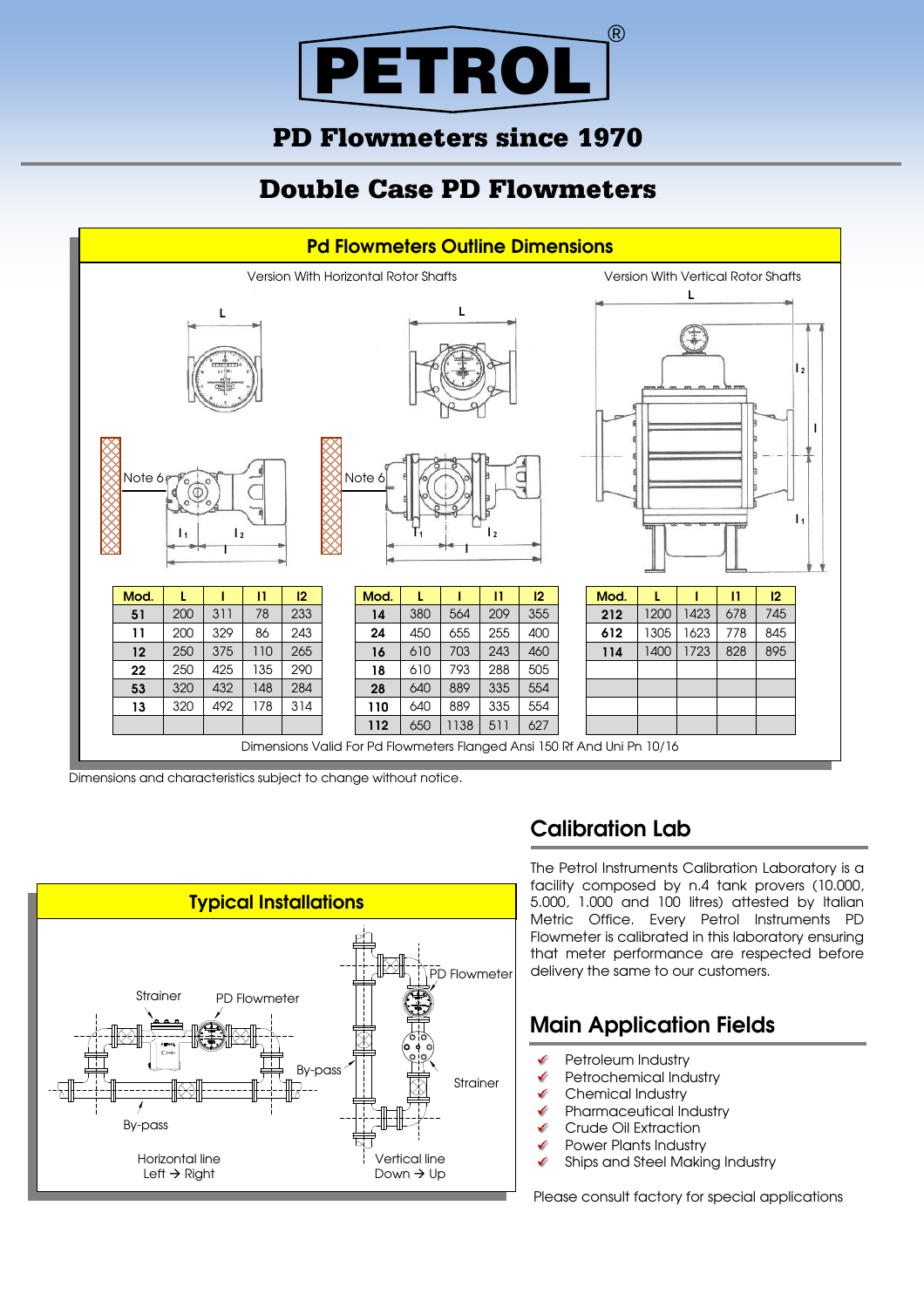# PETROL®

## PD Flowmeters since 1970

## Double Case PD Flowmeters

### Pd Flowmeters Outline Dimensions

Version With Horizontal Rotor Shafts

Version With Vertical Rotor Shafts

| Mod. | L | l | l1 | l2 |
|---|---|---|---|---|
| 51 | 200 | 311 | 78 | 233 |
| 11 | 200 | 329 | 86 | 243 |
| 12 | 250 | 375 | 110 | 265 |
| 22 | 250 | 425 | 135 | 290 |
| 53 | 320 | 432 | 148 | 284 |
| 13 | 320 | 492 | 178 | 314 |

| Mod. | L | l | l1 | l2 |
|---|---|---|---|---|
| 14 | 380 | 564 | 209 | 355 |
| 24 | 450 | 655 | 255 | 400 |
| 16 | 610 | 703 | 243 | 460 |
| 18 | 610 | 793 | 288 | 505 |
| 28 | 640 | 889 | 335 | 554 |
| 110 | 640 | 889 | 335 | 554 |
| 112 | 650 | 1138 | 511 | 627 |

| Mod. | L | l | l1 | l2 |
|---|---|---|---|---|
| 212 | 1200 | 1423 | 678 | 745 |
| 612 | 1305 | 1623 | 778 | 845 |
| 114 | 1400 | 1723 | 828 | 895 |

Dimensions Valid For Pd Flowmeters Flanged Ansi 150 Rf And Uni Pn 10/16

Dimensions and characteristics subject to change without notice.

### Typical Installations

Strainer, PD Flowmeter, By-pass — Horizontal line Left → Right

PD Flowmeter, Strainer, By-pass — Vertical line Down → Up

## Calibration Lab

The Petrol Instruments Calibration Laboratory is a facility composed by n.4 tank provers (10.000, 5.000, 1.000 and 100 litres) attested by Italian Metric Office. Every Petrol Instruments PD Flowmeter is calibrated in this laboratory ensuring that meter performance are respected before delivery the same to our customers.

## Main Application Fields

- Petroleum Industry
- Petrochemical Industry
- Chemical Industry
- Pharmaceutical Industry
- Crude Oil Extraction
- Power Plants Industry
- Ships and Steel Making Industry

Please consult factory for special applications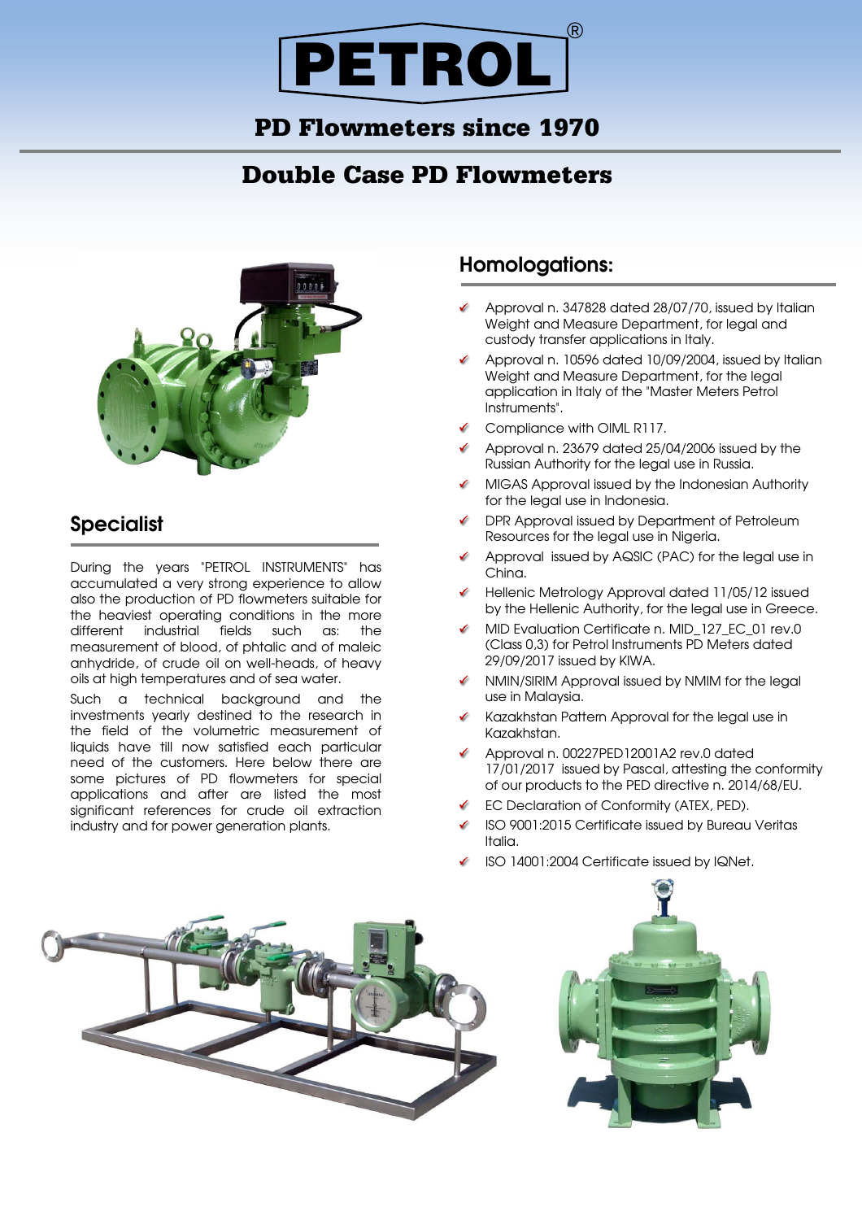# PETROL®

## PD Flowmeters since 1970

## Double Case PD Flowmeters

## Specialist

During the years "PETROL INSTRUMENTS" has accumulated a very strong experience to allow also the production of PD flowmeters suitable for the heaviest operating conditions in the more different industrial fields such as: the measurement of blood, of phtalic and of maleic anhydride, of crude oil on well-heads, of heavy oils at high temperatures and of sea water.

Such a technical background and the investments yearly destined to the research in the field of the volumetric measurement of liquids have till now satisfied each particular need of the customers. Here below there are some pictures of PD flowmeters for special applications and after are listed the most significant references for crude oil extraction industry and for power generation plants.

## Homologations:

- Approval n. 347828 dated 28/07/70, issued by Italian Weight and Measure Department, for legal and custody transfer applications in Italy.
- Approval n. 10596 dated 10/09/2004, issued by Italian Weight and Measure Department, for the legal application in Italy of the "Master Meters Petrol Instruments".
- Compliance with OIML R117.
- Approval n. 23679 dated 25/04/2006 issued by the Russian Authority for the legal use in Russia.
- MIGAS Approval issued by the Indonesian Authority for the legal use in Indonesia.
- DPR Approval issued by Department of Petroleum Resources for the legal use in Nigeria.
- Approval issued by AQSIC (PAC) for the legal use in China.
- Hellenic Metrology Approval dated 11/05/12 issued by the Hellenic Authority, for the legal use in Greece.
- MID Evaluation Certificate n. MID_127_EC_01 rev.0 (Class 0,3) for Petrol Instruments PD Meters dated 29/09/2017 issued by KIWA.
- NMIN/SIRIM Approval issued by NMIM for the legal use in Malaysia.
- Kazakhstan Pattern Approval for the legal use in Kazakhstan.
- Approval n. 00227PED12001A2 rev.0 dated 17/01/2017 issued by Pascal, attesting the conformity of our products to the PED directive n. 2014/68/EU.
- EC Declaration of Conformity (ATEX, PED).
- ISO 9001:2015 Certificate issued by Bureau Veritas Italia.
- ISO 14001:2004 Certificate issued by IQNet.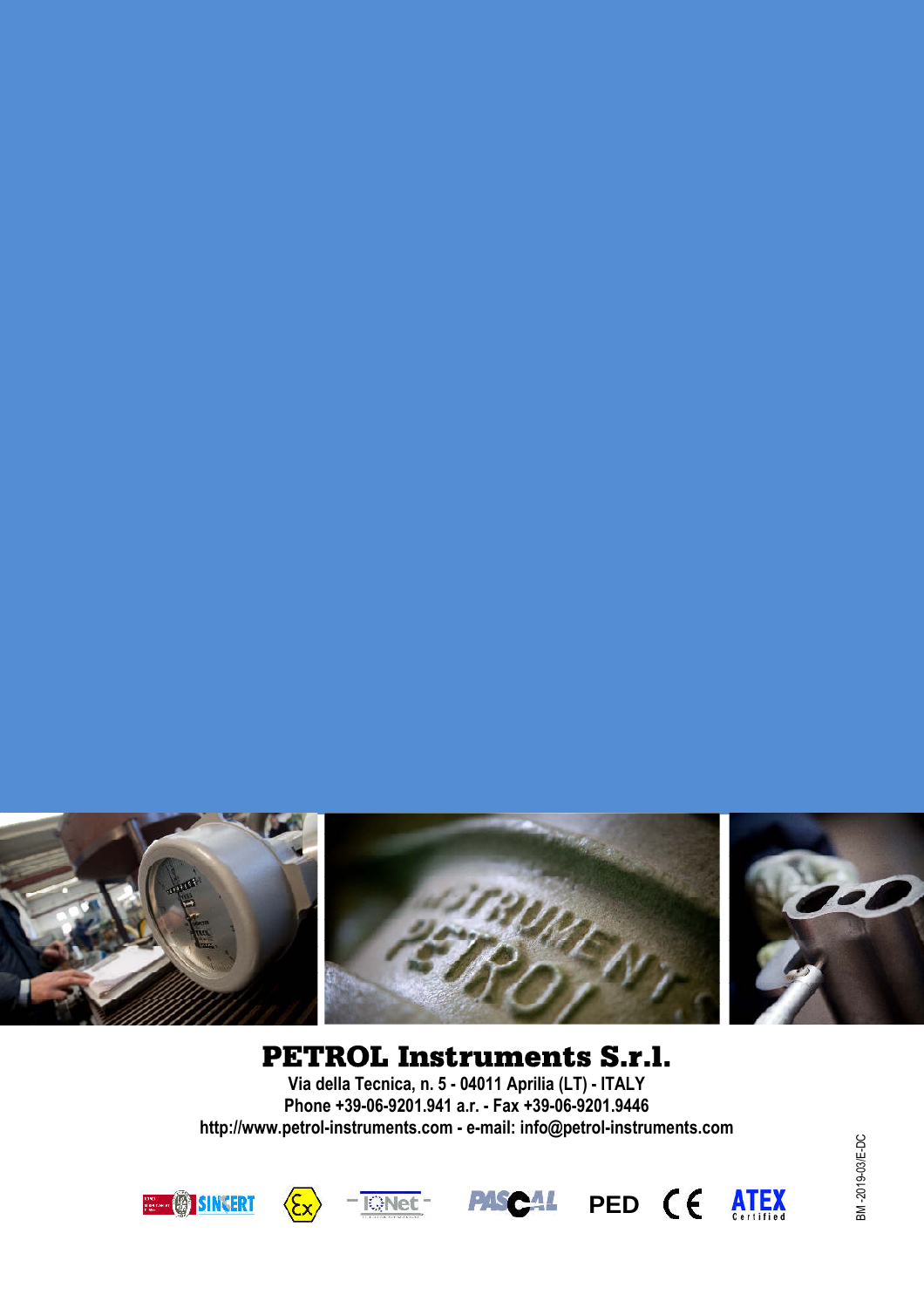# PETROL Instruments S.r.l.

**Via della Tecnica, n. 5 - 04011 Aprilia (LT) - ITALY**
**Phone +39-06-9201.941 a.r. - Fax +39-06-9201.9446**
**http://www.petrol-instruments.com - e-mail: info@petrol-instruments.com**

BM -2019-03/E-DC